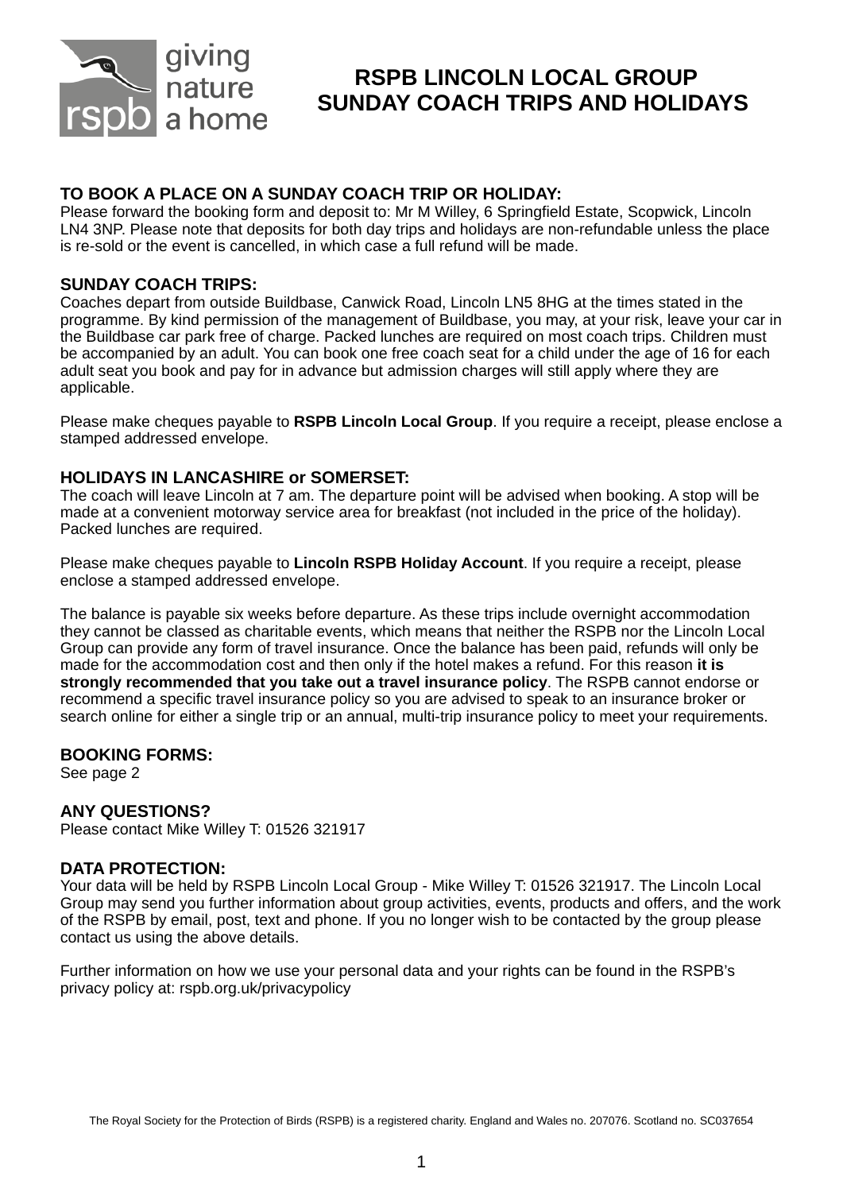# RSPB LINCOLN LOCAL GROUP
# SUNDAY COACH TRIPS AND HOLIDAYS

## TO BOOK A PLACE ON A SUNDAY COACH TRIP OR HOLIDAY:

Please forward the booking form and deposit to: Mr M Willey, 6 Springfield Estate, Scopwick, Lincoln LN4 3NP. Please note that deposits for both day trips and holidays are non-refundable unless the place is re-sold or the event is cancelled, in which case a full refund will be made.

## SUNDAY COACH TRIPS:

Coaches depart from outside Buildbase, Canwick Road, Lincoln LN5 8HG at the times stated in the programme. By kind permission of the management of Buildbase, you may, at your risk, leave your car in the Buildbase car park free of charge. Packed lunches are required on most coach trips. Children must be accompanied by an adult. You can book one free coach seat for a child under the age of 16 for each adult seat you book and pay for in advance but admission charges will still apply where they are applicable.

Please make cheques payable to **RSPB Lincoln Local Group**. If you require a receipt, please enclose a stamped addressed envelope.

## HOLIDAYS IN LANCASHIRE or SOMERSET:

The coach will leave Lincoln at 7 am. The departure point will be advised when booking. A stop will be made at a convenient motorway service area for breakfast (not included in the price of the holiday). Packed lunches are required.

Please make cheques payable to **Lincoln RSPB Holiday Account**. If you require a receipt, please enclose a stamped addressed envelope.

The balance is payable six weeks before departure. As these trips include overnight accommodation they cannot be classed as charitable events, which means that neither the RSPB nor the Lincoln Local Group can provide any form of travel insurance. Once the balance has been paid, refunds will only be made for the accommodation cost and then only if the hotel makes a refund. For this reason **it is strongly recommended that you take out a travel insurance policy**. The RSPB cannot endorse or recommend a specific travel insurance policy so you are advised to speak to an insurance broker or search online for either a single trip or an annual, multi-trip insurance policy to meet your requirements.

## BOOKING FORMS:

See page 2

## ANY QUESTIONS?

Please contact Mike Willey T: 01526 321917

## DATA PROTECTION:

Your data will be held by RSPB Lincoln Local Group - Mike Willey T: 01526 321917. The Lincoln Local Group may send you further information about group activities, events, products and offers, and the work of the RSPB by email, post, text and phone. If you no longer wish to be contacted by the group please contact us using the above details.

Further information on how we use your personal data and your rights can be found in the RSPB's privacy policy at: rspb.org.uk/privacypolicy

The Royal Society for the Protection of Birds (RSPB) is a registered charity. England and Wales no. 207076. Scotland no. SC037654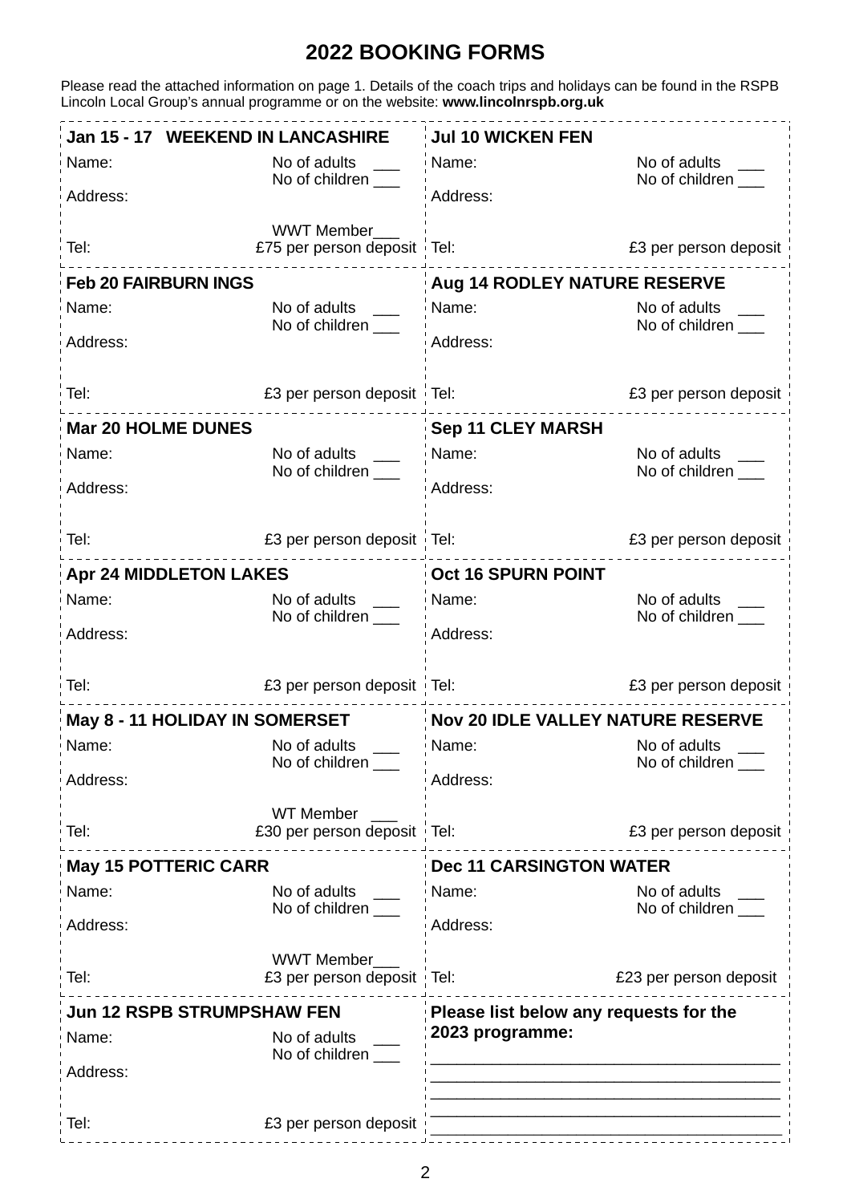# 2022 BOOKING FORMS

Please read the attached information on page 1. Details of the coach trips and holidays can be found in the RSPB Lincoln Local Group's annual programme or on the website: **www.lincolnrspb.org.uk**

### Jan 15 - 17 WEEKEND IN LANCASHIRE

Name: No of adults ___
No of children ___
Address:

WWT Member___
Tel: £75 per person deposit

### Feb 20 FAIRBURN INGS

Name: No of adults ___
No of children ___
Address:

Tel: £3 per person deposit

### Mar 20 HOLME DUNES

Name: No of adults ___
No of children ___
Address:

Tel: £3 per person deposit

### Apr 24 MIDDLETON LAKES

Name: No of adults ___
No of children ___
Address:

Tel: £3 per person deposit

### May 8 - 11 HOLIDAY IN SOMERSET

Name: No of adults ___
No of children ___
Address:

WT Member ___
Tel: £30 per person deposit

### May 15 POTTERIC CARR

Name: No of adults ___
No of children ___
Address:

WWT Member___
Tel: £3 per person deposit

### Jun 12 RSPB STRUMPSHAW FEN

Name: No of adults ___
No of children ___
Address:

Tel: £3 per person deposit

### Jul 10 WICKEN FEN

Name: No of adults ___
No of children ___
Address:

Tel: £3 per person deposit

### Aug 14 RODLEY NATURE RESERVE

Name: No of adults ___
No of children ___
Address:

Tel: £3 per person deposit

### Sep 11 CLEY MARSH

Name: No of adults ___
No of children ___
Address:

Tel: £3 per person deposit

### Oct 16 SPURN POINT

Name: No of adults ___
No of children ___
Address:

Tel: £3 per person deposit

### Nov 20 IDLE VALLEY NATURE RESERVE

Name: No of adults ___
No of children ___
Address:

Tel: £3 per person deposit

### Dec 11 CARSINGTON WATER

Name: No of adults ___
No of children ___
Address:

Tel: £23 per person deposit

### Please list below any requests for the 2023 programme:

_______________________________________
_______________________________________
_______________________________________
_______________________________________
_______________________________________